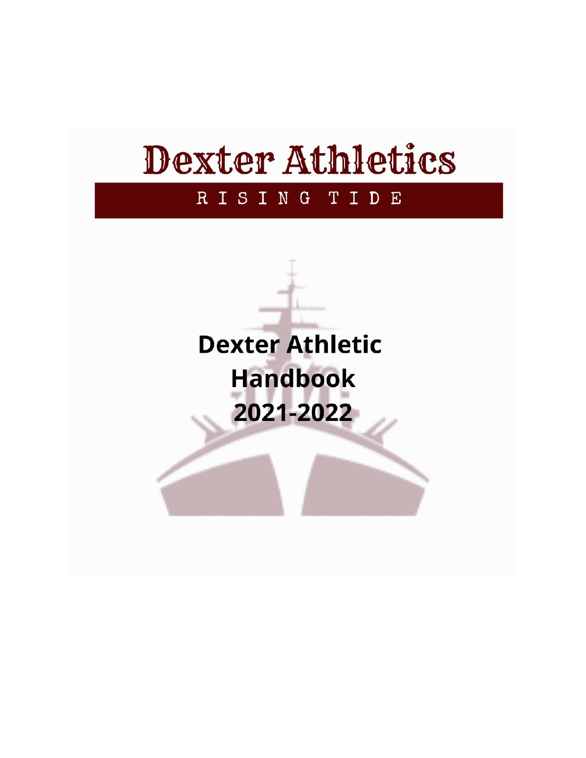# Dexter Athletics

RISING TIDE

**Dexter Athletic Handbook 2021-2022**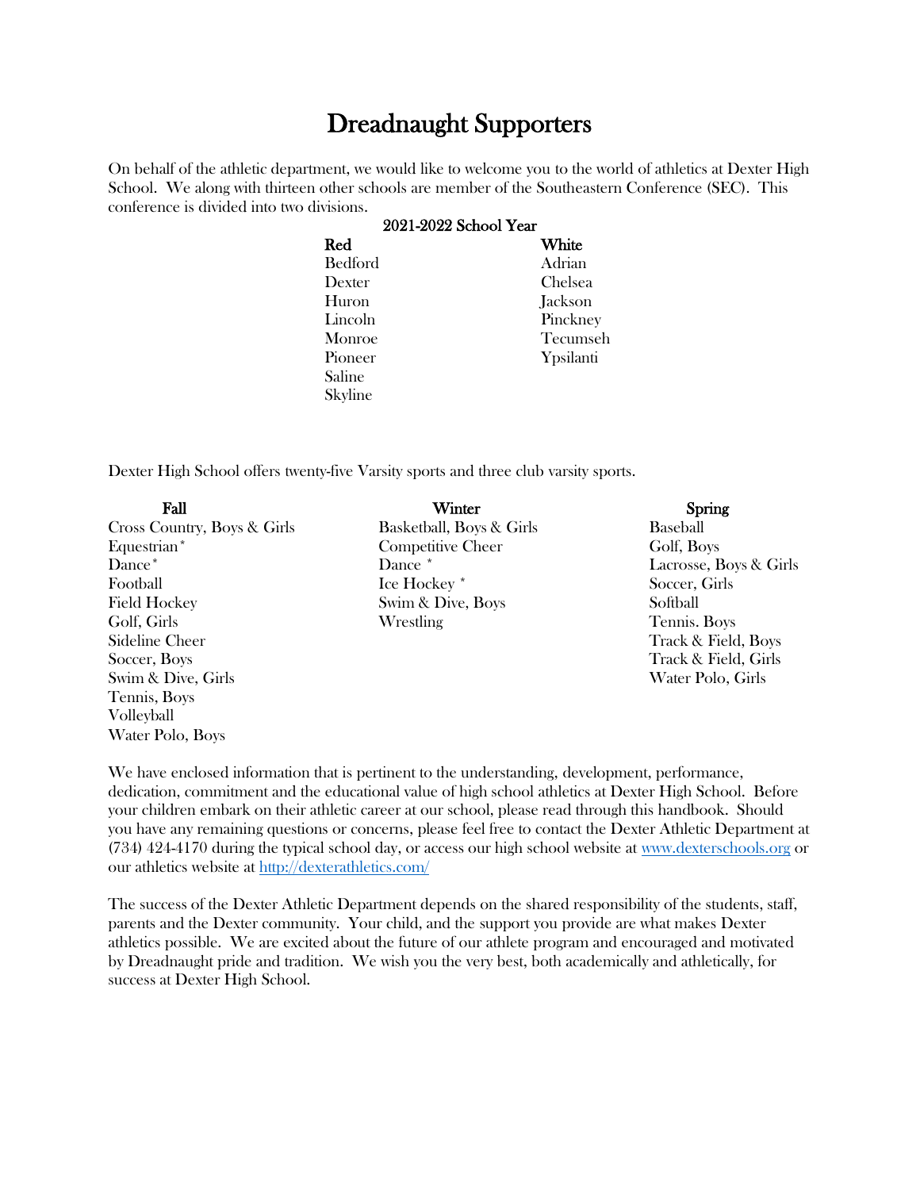# Dreadnaught Supporters

On behalf of the athletic department, we would like to welcome you to the world of athletics at Dexter High School. We along with thirteen other schools are member of the Southeastern Conference (SEC). This conference is divided into two divisions.

**2021-2022 School Year**

| Red | White |
|---|---|
| Bedford | Adrian |
| Dexter | Chelsea |
| Huron | Jackson |
| Lincoln | Pinckney |
| Monroe | Tecumseh |
| Pioneer | Ypsilanti |
| Saline | |
| Skyline | |

Dexter High School offers twenty-five Varsity sports and three club varsity sports.

| Fall | Winter | Spring |
|---|---|---|
| Cross Country, Boys & Girls | Basketball, Boys & Girls | Baseball |
| Equestrian* | Competitive Cheer | Golf, Boys |
| Dance* | Dance * | Lacrosse, Boys & Girls |
| Football | Ice Hockey * | Soccer, Girls |
| Field Hockey | Swim & Dive, Boys | Softball |
| Golf, Girls | Wrestling | Tennis. Boys |
| Sideline Cheer | | Track & Field, Boys |
| Soccer, Boys | | Track & Field, Girls |
| Swim & Dive, Girls | | Water Polo, Girls |
| Tennis, Boys | | |
| Volleyball | | |
| Water Polo, Boys | | |

We have enclosed information that is pertinent to the understanding, development, performance, dedication, commitment and the educational value of high school athletics at Dexter High School. Before your children embark on their athletic career at our school, please read through this handbook. Should you have any remaining questions or concerns, please feel free to contact the Dexter Athletic Department at (734) 424-4170 during the typical school day, or access our high school website at [www.dexterschools.org](http://www.dexterschools.org) or our athletics website at [http://dexterathletics.com/](http://dexterathletics.com/)

The success of the Dexter Athletic Department depends on the shared responsibility of the students, staff, parents and the Dexter community. Your child, and the support you provide are what makes Dexter athletics possible. We are excited about the future of our athlete program and encouraged and motivated by Dreadnaught pride and tradition. We wish you the very best, both academically and athletically, for success at Dexter High School.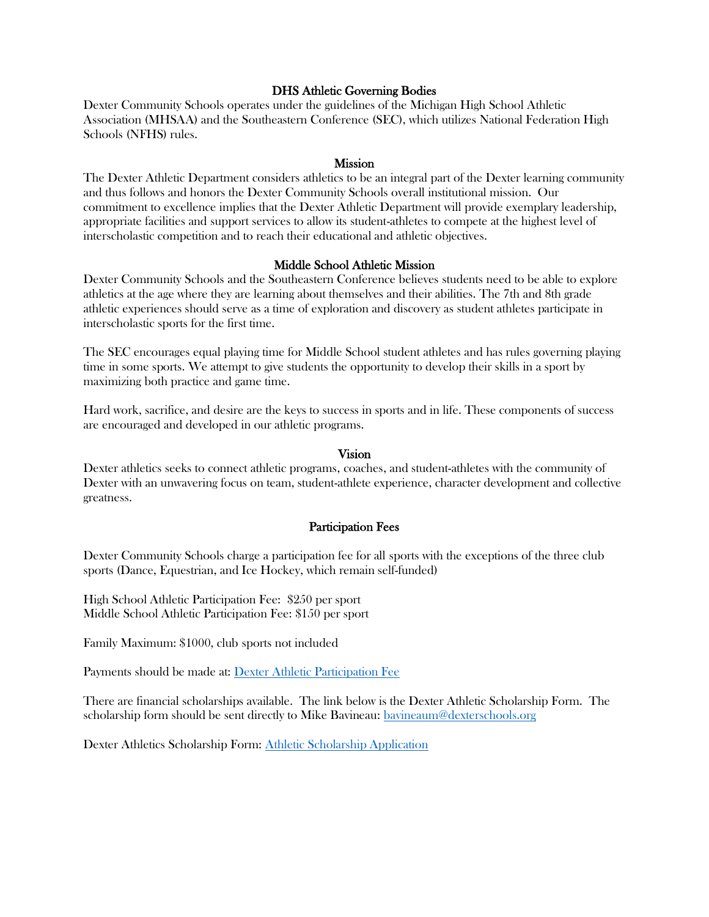## DHS Athletic Governing Bodies

Dexter Community Schools operates under the guidelines of the Michigan High School Athletic Association (MHSAA) and the Southeastern Conference (SEC), which utilizes National Federation High Schools (NFHS) rules.

## Mission

The Dexter Athletic Department considers athletics to be an integral part of the Dexter learning community and thus follows and honors the Dexter Community Schools overall institutional mission. Our commitment to excellence implies that the Dexter Athletic Department will provide exemplary leadership, appropriate facilities and support services to allow its student-athletes to compete at the highest level of interscholastic competition and to reach their educational and athletic objectives.

## Middle School Athletic Mission

Dexter Community Schools and the Southeastern Conference believes students need to be able to explore athletics at the age where they are learning about themselves and their abilities. The 7th and 8th grade athletic experiences should serve as a time of exploration and discovery as student athletes participate in interscholastic sports for the first time.

The SEC encourages equal playing time for Middle School student athletes and has rules governing playing time in some sports. We attempt to give students the opportunity to develop their skills in a sport by maximizing both practice and game time.

Hard work, sacrifice, and desire are the keys to success in sports and in life. These components of success are encouraged and developed in our athletic programs.

## Vision

Dexter athletics seeks to connect athletic programs, coaches, and student-athletes with the community of Dexter with an unwavering focus on team, student-athlete experience, character development and collective greatness.

## Participation Fees

Dexter Community Schools charge a participation fee for all sports with the exceptions of the three club sports (Dance, Equestrian, and Ice Hockey, which remain self-funded)

High School Athletic Participation Fee: $250 per sport
Middle School Athletic Participation Fee: $150 per sport

Family Maximum: $1000, club sports not included

Payments should be made at: Dexter Athletic Participation Fee

There are financial scholarships available. The link below is the Dexter Athletic Scholarship Form. The scholarship form should be sent directly to Mike Bavineau: bavineaum@dexterschools.org

Dexter Athletics Scholarship Form: Athletic Scholarship Application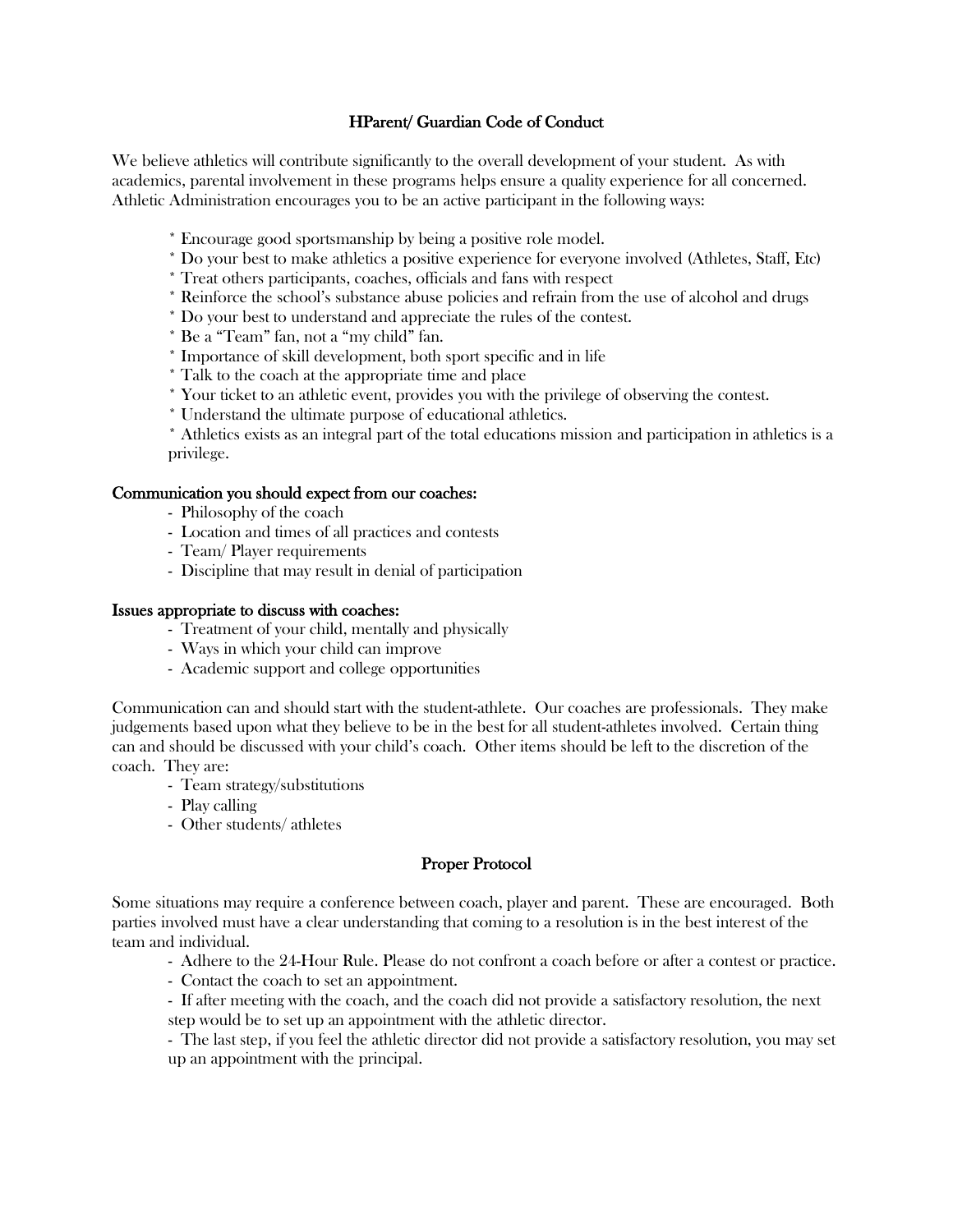## HParent/ Guardian Code of Conduct

We believe athletics will contribute significantly to the overall development of your student. As with academics, parental involvement in these programs helps ensure a quality experience for all concerned. Athletic Administration encourages you to be an active participant in the following ways:

* Encourage good sportsmanship by being a positive role model.
* Do your best to make athletics a positive experience for everyone involved (Athletes, Staff, Etc)
* Treat others participants, coaches, officials and fans with respect
* Reinforce the school's substance abuse policies and refrain from the use of alcohol and drugs
* Do your best to understand and appreciate the rules of the contest.
* Be a "Team" fan, not a "my child" fan.
* Importance of skill development, both sport specific and in life
* Talk to the coach at the appropriate time and place
* Your ticket to an athletic event, provides you with the privilege of observing the contest.
* Understand the ultimate purpose of educational athletics.
* Athletics exists as an integral part of the total educations mission and participation in athletics is a privilege.

**Communication you should expect from our coaches:**

- Philosophy of the coach
- Location and times of all practices and contests
- Team/ Player requirements
- Discipline that may result in denial of participation

**Issues appropriate to discuss with coaches:**

- Treatment of your child, mentally and physically
- Ways in which your child can improve
- Academic support and college opportunities

Communication can and should start with the student-athlete. Our coaches are professionals. They make judgements based upon what they believe to be in the best for all student-athletes involved. Certain thing can and should be discussed with your child's coach. Other items should be left to the discretion of the coach. They are:

- Team strategy/substitutions
- Play calling
- Other students/ athletes

## Proper Protocol

Some situations may require a conference between coach, player and parent. These are encouraged. Both parties involved must have a clear understanding that coming to a resolution is in the best interest of the team and individual.

- Adhere to the 24-Hour Rule. Please do not confront a coach before or after a contest or practice.
- Contact the coach to set an appointment.
- If after meeting with the coach, and the coach did not provide a satisfactory resolution, the next step would be to set up an appointment with the athletic director.
- The last step, if you feel the athletic director did not provide a satisfactory resolution, you may set up an appointment with the principal.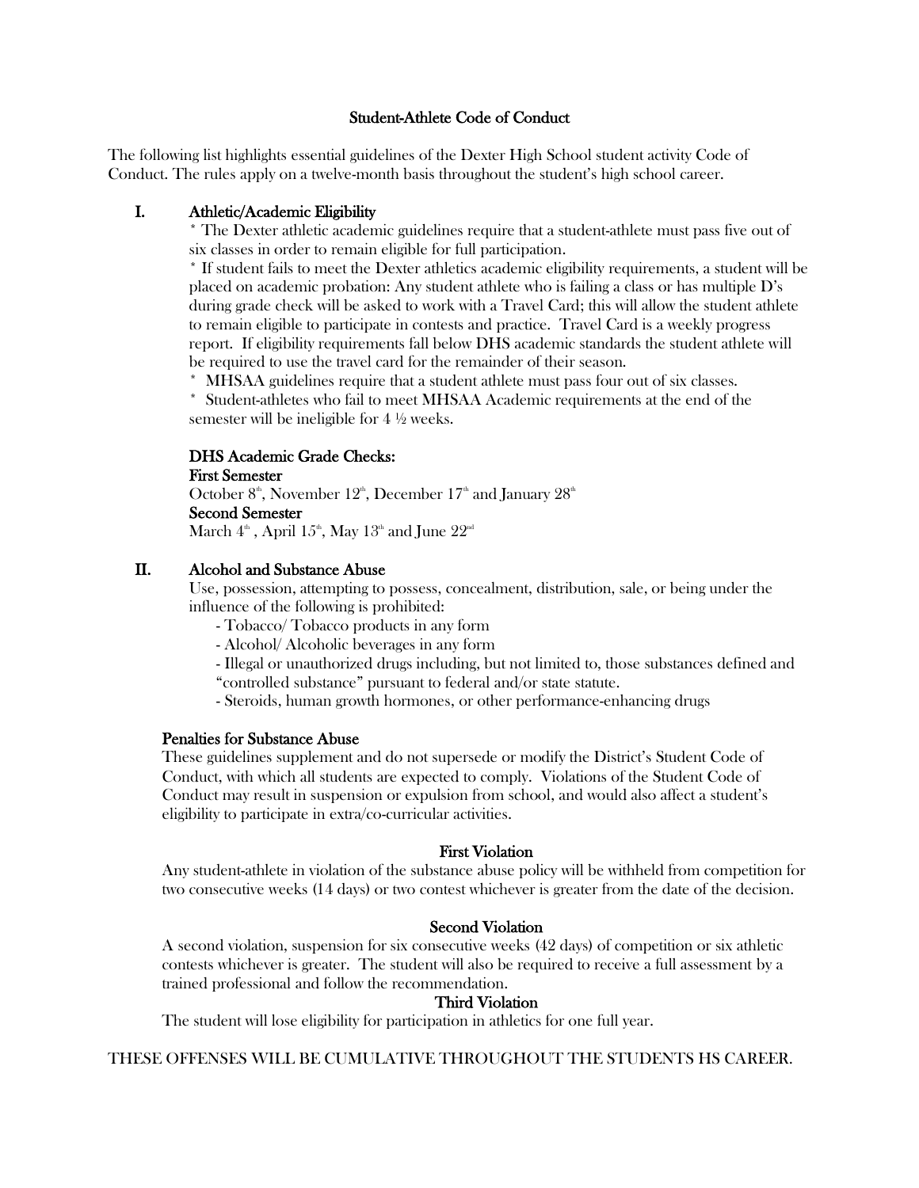## Student-Athlete Code of Conduct

The following list highlights essential guidelines of the Dexter High School student activity Code of Conduct. The rules apply on a twelve-month basis throughout the student's high school career.

### I. Athletic/Academic Eligibility

* The Dexter athletic academic guidelines require that a student-athlete must pass five out of six classes in order to remain eligible for full participation.
* If student fails to meet the Dexter athletics academic eligibility requirements, a student will be placed on academic probation: Any student athlete who is failing a class or has multiple D's during grade check will be asked to work with a Travel Card; this will allow the student athlete to remain eligible to participate in contests and practice. Travel Card is a weekly progress report. If eligibility requirements fall below DHS academic standards the student athlete will be required to use the travel card for the remainder of their season.
* MHSAA guidelines require that a student athlete must pass four out of six classes.
* Student-athletes who fail to meet MHSAA Academic requirements at the end of the semester will be ineligible for 4 ½ weeks.

**DHS Academic Grade Checks:**

**First Semester**

October 8th, November 12th, December 17th and January 28th

**Second Semester**

March 4th, April 15th, May 13th and June 22nd

### II. Alcohol and Substance Abuse

Use, possession, attempting to possess, concealment, distribution, sale, or being under the influence of the following is prohibited:

- Tobacco/ Tobacco products in any form
- Alcohol/ Alcoholic beverages in any form
- Illegal or unauthorized drugs including, but not limited to, those substances defined and "controlled substance" pursuant to federal and/or state statute.
- Steroids, human growth hormones, or other performance-enhancing drugs

**Penalties for Substance Abuse**

These guidelines supplement and do not supersede or modify the District's Student Code of Conduct, with which all students are expected to comply. Violations of the Student Code of Conduct may result in suspension or expulsion from school, and would also affect a student's eligibility to participate in extra/co-curricular activities.

**First Violation**

Any student-athlete in violation of the substance abuse policy will be withheld from competition for two consecutive weeks (14 days) or two contest whichever is greater from the date of the decision.

**Second Violation**

A second violation, suspension for six consecutive weeks (42 days) of competition or six athletic contests whichever is greater. The student will also be required to receive a full assessment by a trained professional and follow the recommendation.

**Third Violation**

The student will lose eligibility for participation in athletics for one full year.

THESE OFFENSES WILL BE CUMULATIVE THROUGHOUT THE STUDENTS HS CAREER.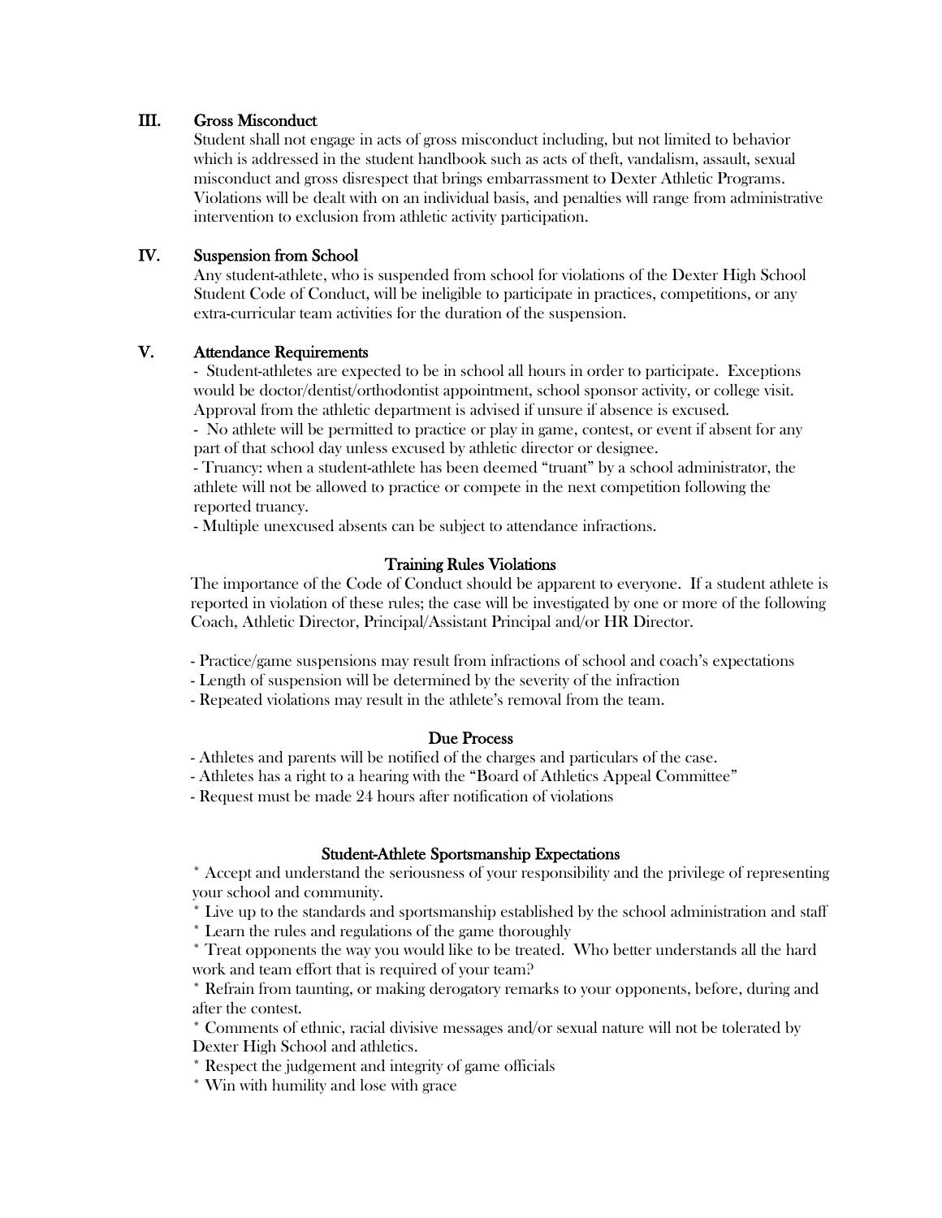### III. Gross Misconduct

Student shall not engage in acts of gross misconduct including, but not limited to behavior which is addressed in the student handbook such as acts of theft, vandalism, assault, sexual misconduct and gross disrespect that brings embarrassment to Dexter Athletic Programs. Violations will be dealt with on an individual basis, and penalties will range from administrative intervention to exclusion from athletic activity participation.

### IV. Suspension from School

Any student-athlete, who is suspended from school for violations of the Dexter High School Student Code of Conduct, will be ineligible to participate in practices, competitions, or any extra-curricular team activities for the duration of the suspension.

### V. Attendance Requirements

- Student-athletes are expected to be in school all hours in order to participate. Exceptions would be doctor/dentist/orthodontist appointment, school sponsor activity, or college visit. Approval from the athletic department is advised if unsure if absence is excused.
- No athlete will be permitted to practice or play in game, contest, or event if absent for any part of that school day unless excused by athletic director or designee.
- Truancy: when a student-athlete has been deemed "truant" by a school administrator, the athlete will not be allowed to practice or compete in the next competition following the reported truancy.
- Multiple unexcused absents can be subject to attendance infractions.

## Training Rules Violations

The importance of the Code of Conduct should be apparent to everyone. If a student athlete is reported in violation of these rules; the case will be investigated by one or more of the following Coach, Athletic Director, Principal/Assistant Principal and/or HR Director.

- Practice/game suspensions may result from infractions of school and coach's expectations
- Length of suspension will be determined by the severity of the infraction
- Repeated violations may result in the athlete's removal from the team.

## Due Process

- Athletes and parents will be notified of the charges and particulars of the case.
- Athletes has a right to a hearing with the "Board of Athletics Appeal Committee"
- Request must be made 24 hours after notification of violations

## Student-Athlete Sportsmanship Expectations

* Accept and understand the seriousness of your responsibility and the privilege of representing your school and community.
* Live up to the standards and sportsmanship established by the school administration and staff
* Learn the rules and regulations of the game thoroughly
* Treat opponents the way you would like to be treated. Who better understands all the hard work and team effort that is required of your team?
* Refrain from taunting, or making derogatory remarks to your opponents, before, during and after the contest.
* Comments of ethnic, racial divisive messages and/or sexual nature will not be tolerated by Dexter High School and athletics.
* Respect the judgement and integrity of game officials
* Win with humility and lose with grace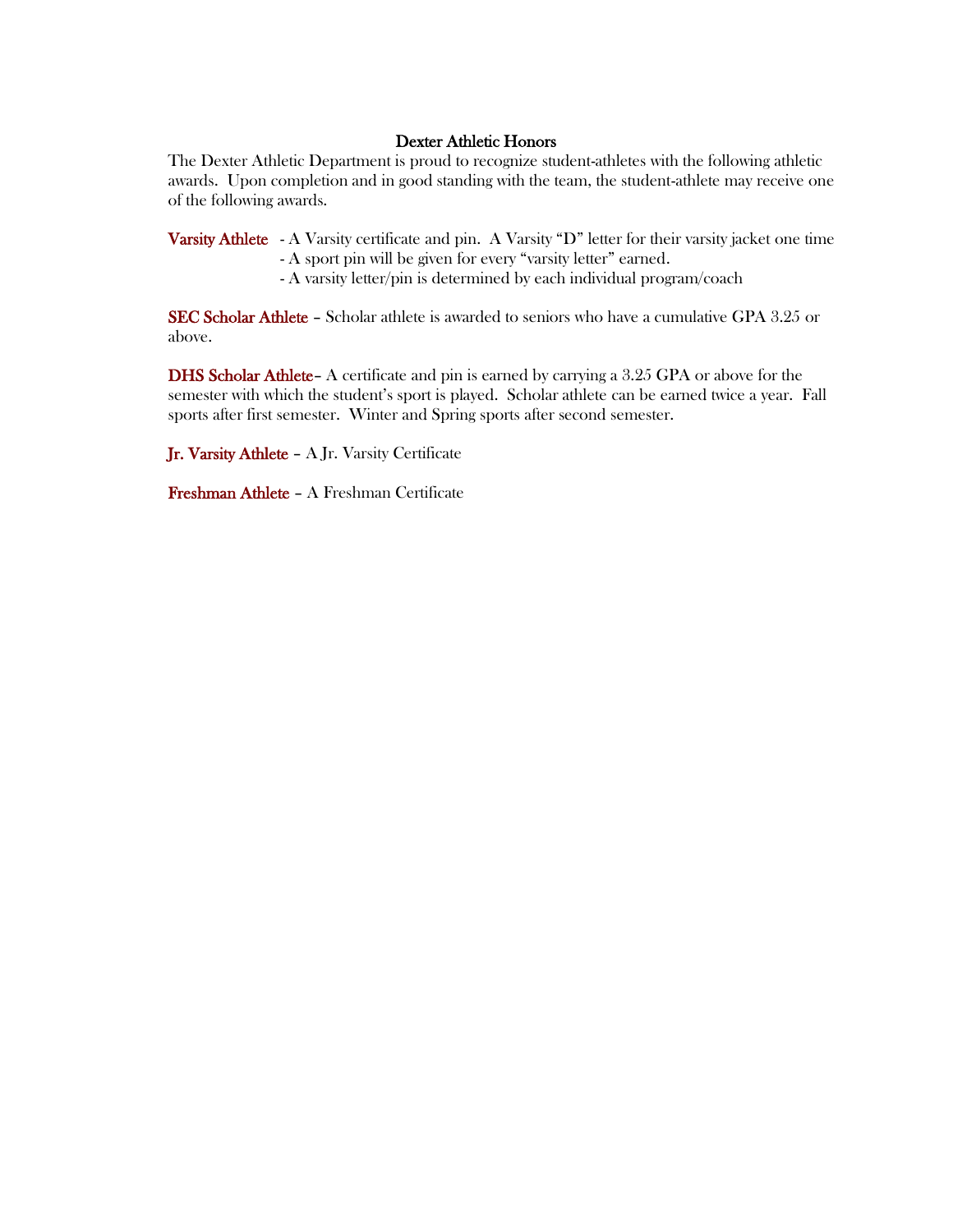# Dexter Athletic Honors

The Dexter Athletic Department is proud to recognize student-athletes with the following athletic awards. Upon completion and in good standing with the team, the student-athlete may receive one of the following awards.

**Varsity Athlete**
- A Varsity certificate and pin. A Varsity "D" letter for their varsity jacket one time
- A sport pin will be given for every "varsity letter" earned.
- A varsity letter/pin is determined by each individual program/coach

**SEC Scholar Athlete** – Scholar athlete is awarded to seniors who have a cumulative GPA 3.25 or above.

**DHS Scholar Athlete**– A certificate and pin is earned by carrying a 3.25 GPA or above for the semester with which the student's sport is played. Scholar athlete can be earned twice a year. Fall sports after first semester. Winter and Spring sports after second semester.

**Jr. Varsity Athlete** – A Jr. Varsity Certificate

**Freshman Athlete** – A Freshman Certificate